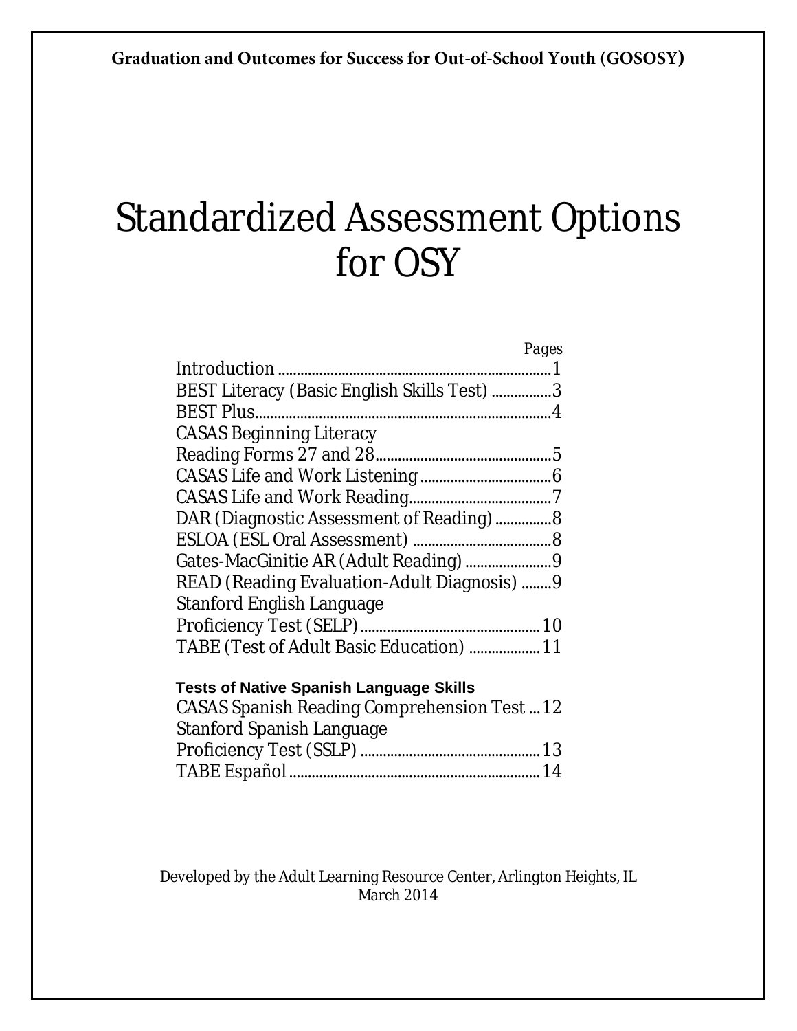**Graduation and Outcomes for Success for Out-of-School Youth (GOSOSY)**

# Standardized Assessment Options for OSY

| | Pages |
|---|---|
| Introduction | 1 |
| BEST Literacy (Basic English Skills Test) | 3 |
| BEST Plus | 4 |
| CASAS Beginning Literacy Reading Forms 27 and 28 | 5 |
| CASAS Life and Work Listening | 6 |
| CASAS Life and Work Reading | 7 |
| DAR (Diagnostic Assessment of Reading) | 8 |
| ESLOA (ESL Oral Assessment) | 8 |
| Gates-MacGinitie AR (Adult Reading) | 9 |
| READ (Reading Evaluation-Adult Diagnosis) | 9 |
| Stanford English Language Proficiency Test (SELP) | 10 |
| TABE (Test of Adult Basic Education) | 11 |
| **Tests of Native Spanish Language Skills** | |
| CASAS Spanish Reading Comprehension Test | 12 |
| Stanford Spanish Language Proficiency Test (SSLP) | 13 |
| TABE Español | 14 |

Developed by the Adult Learning Resource Center, Arlington Heights, IL
March 2014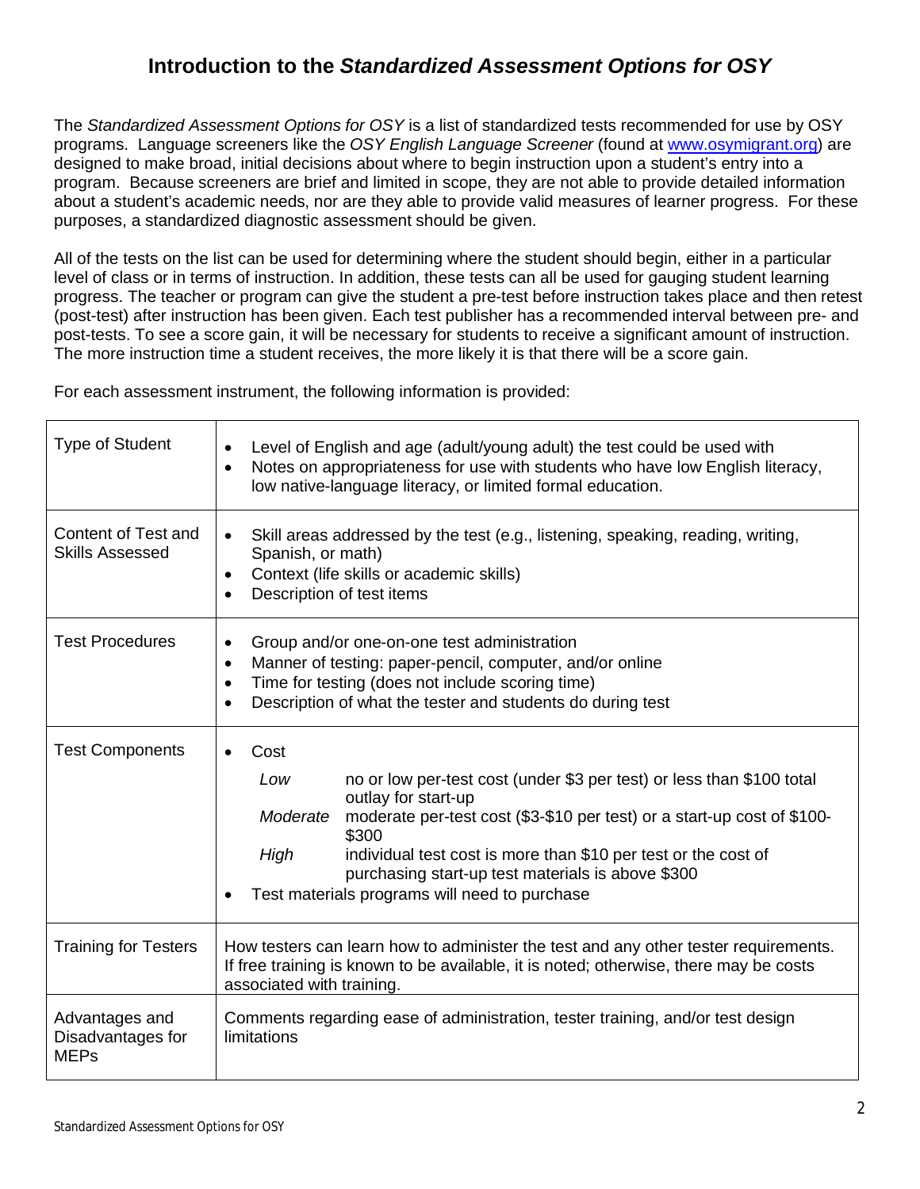# Introduction to the *Standardized Assessment Options for OSY*

The *Standardized Assessment Options for OSY* is a list of standardized tests recommended for use by OSY programs. Language screeners like the *OSY English Language Screener* (found at www.osymigrant.org) are designed to make broad, initial decisions about where to begin instruction upon a student's entry into a program. Because screeners are brief and limited in scope, they are not able to provide detailed information about a student's academic needs, nor are they able to provide valid measures of learner progress. For these purposes, a standardized diagnostic assessment should be given.

All of the tests on the list can be used for determining where the student should begin, either in a particular level of class or in terms of instruction. In addition, these tests can all be used for gauging student learning progress. The teacher or program can give the student a pre-test before instruction takes place and then retest (post-test) after instruction has been given. Each test publisher has a recommended interval between pre- and post-tests. To see a score gain, it will be necessary for students to receive a significant amount of instruction. The more instruction time a student receives, the more likely it is that there will be a score gain.

For each assessment instrument, the following information is provided:

| | |
|---|---|
| Type of Student | • Level of English and age (adult/young adult) the test could be used with<br>• Notes on appropriateness for use with students who have low English literacy, low native-language literacy, or limited formal education. |
| Content of Test and Skills Assessed | • Skill areas addressed by the test (e.g., listening, speaking, reading, writing, Spanish, or math)<br>• Context (life skills or academic skills)<br>• Description of test items |
| Test Procedures | • Group and/or one-on-one test administration<br>• Manner of testing: paper-pencil, computer, and/or online<br>• Time for testing (does not include scoring time)<br>• Description of what the tester and students do during test |
| Test Components | • Cost<br>*Low* — no or low per-test cost (under $3 per test) or less than $100 total outlay for start-up<br>*Moderate* — moderate per-test cost ($3-$10 per test) or a start-up cost of $100-$300<br>*High* — individual test cost is more than $10 per test or the cost of purchasing start-up test materials is above $300<br>• Test materials programs will need to purchase |
| Training for Testers | How testers can learn how to administer the test and any other tester requirements. If free training is known to be available, it is noted; otherwise, there may be costs associated with training. |
| Advantages and Disadvantages for MEPs | Comments regarding ease of administration, tester training, and/or test design limitations |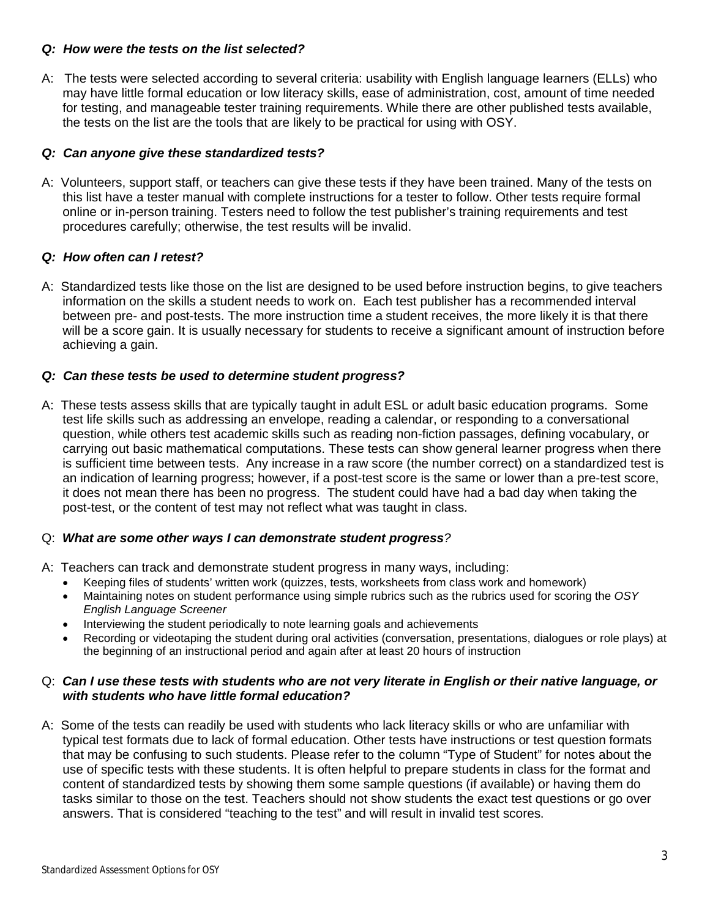***Q: How were the tests on the list selected?***

A: The tests were selected according to several criteria: usability with English language learners (ELLs) who may have little formal education or low literacy skills, ease of administration, cost, amount of time needed for testing, and manageable tester training requirements. While there are other published tests available, the tests on the list are the tools that are likely to be practical for using with OSY.

***Q: Can anyone give these standardized tests?***

A: Volunteers, support staff, or teachers can give these tests if they have been trained. Many of the tests on this list have a tester manual with complete instructions for a tester to follow. Other tests require formal online or in-person training. Testers need to follow the test publisher's training requirements and test procedures carefully; otherwise, the test results will be invalid.

***Q: How often can I retest?***

A: Standardized tests like those on the list are designed to be used before instruction begins, to give teachers information on the skills a student needs to work on. Each test publisher has a recommended interval between pre- and post-tests. The more instruction time a student receives, the more likely it is that there will be a score gain. It is usually necessary for students to receive a significant amount of instruction before achieving a gain.

***Q: Can these tests be used to determine student progress?***

A: These tests assess skills that are typically taught in adult ESL or adult basic education programs. Some test life skills such as addressing an envelope, reading a calendar, or responding to a conversational question, while others test academic skills such as reading non-fiction passages, defining vocabulary, or carrying out basic mathematical computations. These tests can show general learner progress when there is sufficient time between tests. Any increase in a raw score (the number correct) on a standardized test is an indication of learning progress; however, if a post-test score is the same or lower than a pre-test score, it does not mean there has been no progress. The student could have had a bad day when taking the post-test, or the content of test may not reflect what was taught in class.

Q: ***What are some other ways I can demonstrate student progress****?*

A: Teachers can track and demonstrate student progress in many ways, including:

- Keeping files of students' written work (quizzes, tests, worksheets from class work and homework)
- Maintaining notes on student performance using simple rubrics such as the rubrics used for scoring the *OSY English Language Screener*
- Interviewing the student periodically to note learning goals and achievements
- Recording or videotaping the student during oral activities (conversation, presentations, dialogues or role plays) at the beginning of an instructional period and again after at least 20 hours of instruction

Q: ***Can I use these tests with students who are not very literate in English or their native language, or with students who have little formal education?***

A: Some of the tests can readily be used with students who lack literacy skills or who are unfamiliar with typical test formats due to lack of formal education. Other tests have instructions or test question formats that may be confusing to such students. Please refer to the column "Type of Student" for notes about the use of specific tests with these students. It is often helpful to prepare students in class for the format and content of standardized tests by showing them some sample questions (if available) or having them do tasks similar to those on the test. Teachers should not show students the exact test questions or go over answers. That is considered "teaching to the test" and will result in invalid test scores.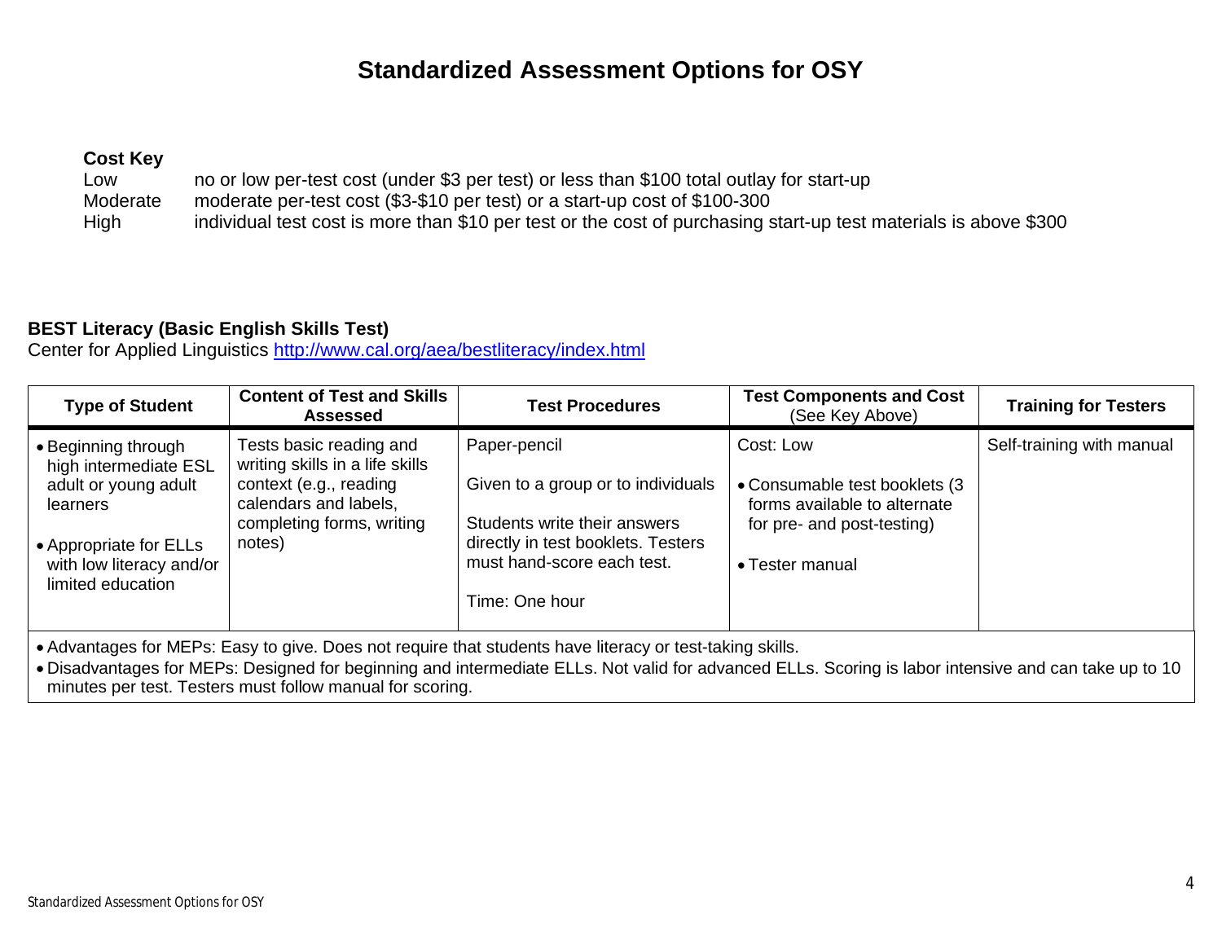# Standardized Assessment Options for OSY

**Cost Key**

| | |
|---|---|
| Low | no or low per-test cost (under $3 per test) or less than $100 total outlay for start-up |
| Moderate | moderate per-test cost ($3-$10 per test) or a start-up cost of $100-300 |
| High | individual test cost is more than $10 per test or the cost of purchasing start-up test materials is above $300 |

**BEST Literacy (Basic English Skills Test)**
Center for Applied Linguistics [http://www.cal.org/aea/bestliteracy/index.html](http://www.cal.org/aea/bestliteracy/index.html)

| Type of Student | Content of Test and Skills Assessed | Test Procedures | Test Components and Cost (See Key Above) | Training for Testers |
|---|---|---|---|---|
| • Beginning through high intermediate ESL adult or young adult learners<br>• Appropriate for ELLs with low literacy and/or limited education | Tests basic reading and writing skills in a life skills context (e.g., reading calendars and labels, completing forms, writing notes) | Paper-pencil<br>Given to a group or to individuals<br>Students write their answers directly in test booklets. Testers must hand-score each test.<br>Time: One hour | Cost: Low<br>• Consumable test booklets (3 forms available to alternate for pre- and post-testing)<br>• Tester manual | Self-training with manual |

- Advantages for MEPs: Easy to give. Does not require that students have literacy or test-taking skills.
- Disadvantages for MEPs: Designed for beginning and intermediate ELLs. Not valid for advanced ELLs. Scoring is labor intensive and can take up to 10 minutes per test. Testers must follow manual for scoring.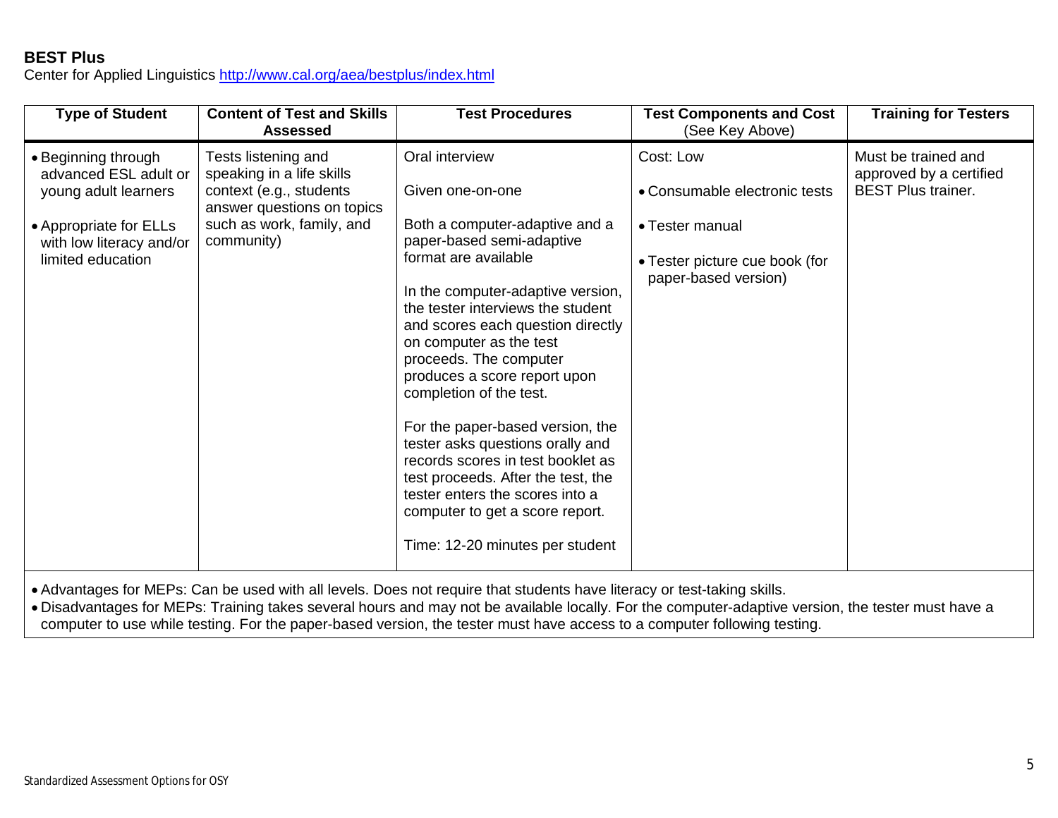**BEST Plus**
Center for Applied Linguistics http://www.cal.org/aea/bestplus/index.html

| Type of Student | Content of Test and Skills Assessed | Test Procedures | Test Components and Cost (See Key Above) | Training for Testers |
|---|---|---|---|---|
| • Beginning through advanced ESL adult or young adult learners<br><br>• Appropriate for ELLs with low literacy and/or limited education | Tests listening and speaking in a life skills context (e.g., students answer questions on topics such as work, family, and community) | Oral interview<br><br>Given one-on-one<br><br>Both a computer-adaptive and a paper-based semi-adaptive format are available<br><br>In the computer-adaptive version, the tester interviews the student and scores each question directly on computer as the test proceeds. The computer produces a score report upon completion of the test.<br><br>For the paper-based version, the tester asks questions orally and records scores in test booklet as test proceeds. After the test, the tester enters the scores into a computer to get a score report.<br><br>Time: 12-20 minutes per student | Cost: Low<br><br>• Consumable electronic tests<br><br>• Tester manual<br><br>• Tester picture cue book (for paper-based version) | Must be trained and approved by a certified BEST Plus trainer. |

- Advantages for MEPs: Can be used with all levels. Does not require that students have literacy or test-taking skills.
- Disadvantages for MEPs: Training takes several hours and may not be available locally. For the computer-adaptive version, the tester must have a computer to use while testing. For the paper-based version, the tester must have access to a computer following testing.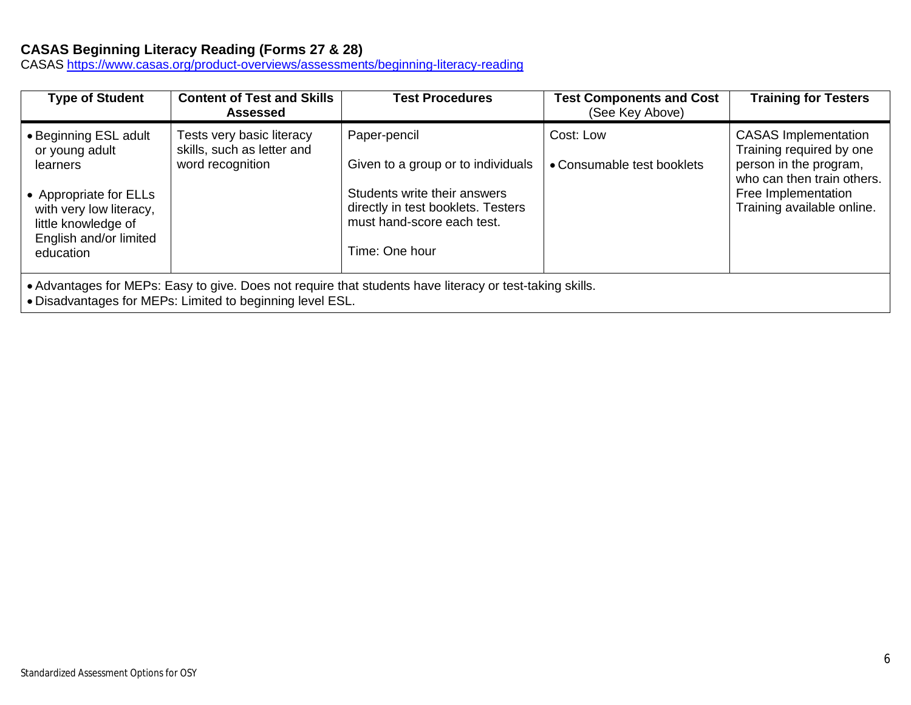### CASAS Beginning Literacy Reading (Forms 27 & 28)

CASAS https://www.casas.org/product-overviews/assessments/beginning-literacy-reading

| Type of Student | Content of Test and Skills Assessed | Test Procedures | Test Components and Cost (See Key Above) | Training for Testers |
|---|---|---|---|---|
| • Beginning ESL adult or young adult learners<br><br>• Appropriate for ELLs with very low literacy, little knowledge of English and/or limited education | Tests very basic literacy skills, such as letter and word recognition | Paper-pencil<br><br>Given to a group or to individuals<br><br>Students write their answers directly in test booklets. Testers must hand-score each test.<br><br>Time: One hour | Cost: Low<br><br>• Consumable test booklets | CASAS Implementation Training required by one person in the program, who can then train others. Free Implementation Training available online. |
| • Advantages for MEPs: Easy to give. Does not require that students have literacy or test-taking skills.<br>• Disadvantages for MEPs: Limited to beginning level ESL. | | | | |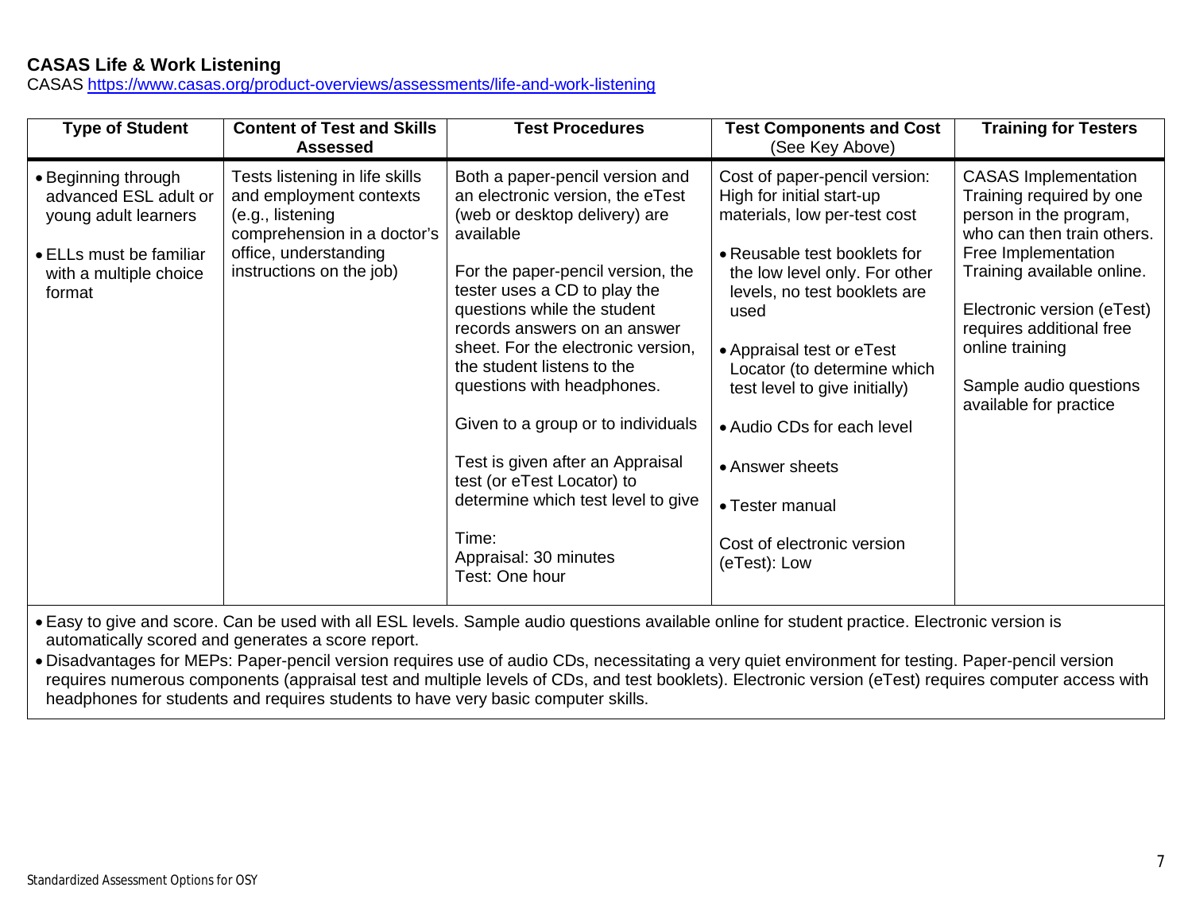**CASAS Life & Work Listening**

CASAS https://www.casas.org/product-overviews/assessments/life-and-work-listening

| Type of Student | Content of Test and Skills Assessed | Test Procedures | Test Components and Cost (See Key Above) | Training for Testers |
|---|---|---|---|---|
| • Beginning through advanced ESL adult or young adult learners<br>• ELLs must be familiar with a multiple choice format | Tests listening in life skills and employment contexts (e.g., listening comprehension in a doctor's office, understanding instructions on the job) | Both a paper-pencil version and an electronic version, the eTest (web or desktop delivery) are available<br><br>For the paper-pencil version, the tester uses a CD to play the questions while the student records answers on an answer sheet. For the electronic version, the student listens to the questions with headphones.<br><br>Given to a group or to individuals<br><br>Test is given after an Appraisal test (or eTest Locator) to determine which test level to give<br><br>Time:<br>Appraisal: 30 minutes<br>Test: One hour | Cost of paper-pencil version: High for initial start-up materials, low per-test cost<br><br>• Reusable test booklets for the low level only. For other levels, no test booklets are used<br>• Appraisal test or eTest Locator (to determine which test level to give initially)<br>• Audio CDs for each level<br>• Answer sheets<br>• Tester manual<br><br>Cost of electronic version (eTest): Low | CASAS Implementation Training required by one person in the program, who can then train others. Free Implementation Training available online.<br><br>Electronic version (eTest) requires additional free online training<br><br>Sample audio questions available for practice |

- Easy to give and score. Can be used with all ESL levels. Sample audio questions available online for student practice. Electronic version is automatically scored and generates a score report.
- Disadvantages for MEPs: Paper-pencil version requires use of audio CDs, necessitating a very quiet environment for testing. Paper-pencil version requires numerous components (appraisal test and multiple levels of CDs, and test booklets). Electronic version (eTest) requires computer access with headphones for students and requires students to have very basic computer skills.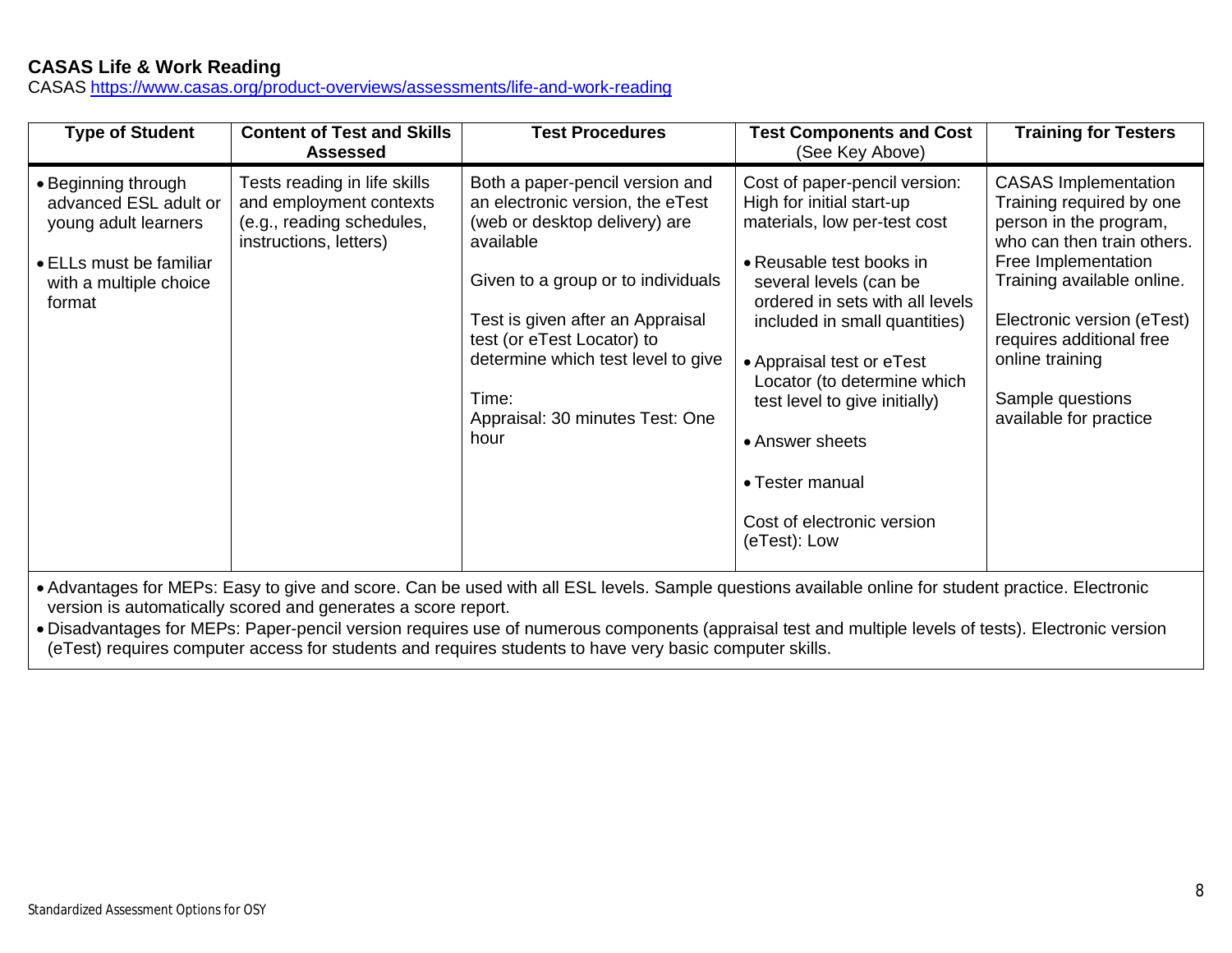**CASAS Life & Work Reading**

CASAS https://www.casas.org/product-overviews/assessments/life-and-work-reading

| Type of Student | Content of Test and Skills Assessed | Test Procedures | Test Components and Cost (See Key Above) | Training for Testers |
|---|---|---|---|---|
| • Beginning through advanced ESL adult or young adult learners<br>• ELLs must be familiar with a multiple choice format | Tests reading in life skills and employment contexts (e.g., reading schedules, instructions, letters) | Both a paper-pencil version and an electronic version, the eTest (web or desktop delivery) are available<br><br>Given to a group or to individuals<br><br>Test is given after an Appraisal test (or eTest Locator) to determine which test level to give<br><br>Time:<br>Appraisal: 30 minutes Test: One hour | Cost of paper-pencil version: High for initial start-up materials, low per-test cost<br>• Reusable test books in several levels (can be ordered in sets with all levels included in small quantities)<br>• Appraisal test or eTest Locator (to determine which test level to give initially)<br>• Answer sheets<br>• Tester manual<br><br>Cost of electronic version (eTest): Low | CASAS Implementation Training required by one person in the program, who can then train others. Free Implementation Training available online.<br><br>Electronic version (eTest) requires additional free online training<br><br>Sample questions available for practice |

- Advantages for MEPs: Easy to give and score. Can be used with all ESL levels. Sample questions available online for student practice. Electronic version is automatically scored and generates a score report.
- Disadvantages for MEPs: Paper-pencil version requires use of numerous components (appraisal test and multiple levels of tests). Electronic version (eTest) requires computer access for students and requires students to have very basic computer skills.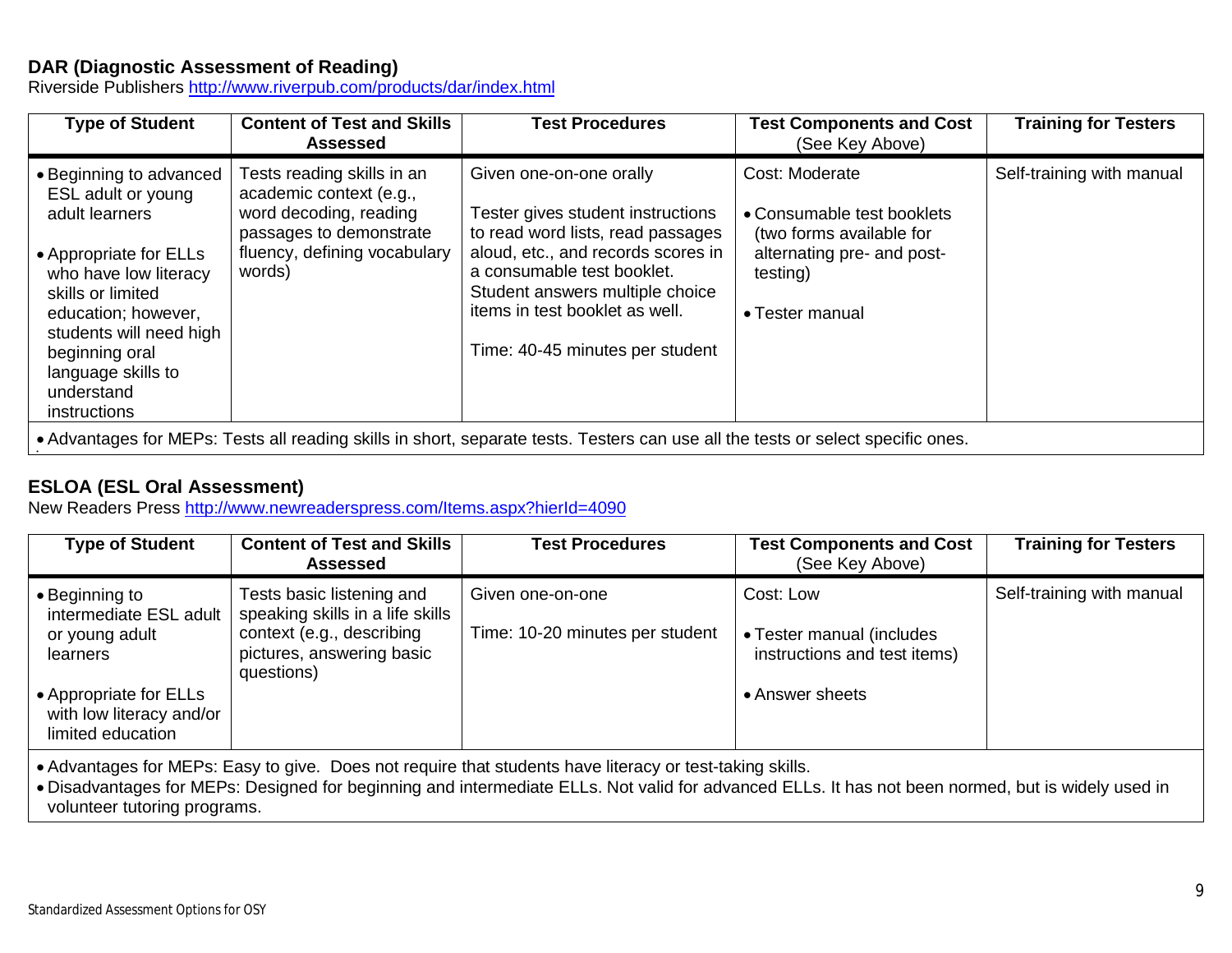### DAR (Diagnostic Assessment of Reading)

Riverside Publishers http://www.riverpub.com/products/dar/index.html

| Type of Student | Content of Test and Skills Assessed | Test Procedures | Test Components and Cost (See Key Above) | Training for Testers |
|---|---|---|---|---|
| • Beginning to advanced ESL adult or young adult learners<br><br>• Appropriate for ELLs who have low literacy skills or limited education; however, students will need high beginning oral language skills to understand instructions | Tests reading skills in an academic context (e.g., word decoding, reading passages to demonstrate fluency, defining vocabulary words) | Given one-on-one orally<br><br>Tester gives student instructions to read word lists, read passages aloud, etc., and records scores in a consumable test booklet. Student answers multiple choice items in test booklet as well.<br><br>Time: 40-45 minutes per student | Cost: Moderate<br><br>• Consumable test booklets (two forms available for alternating pre- and post-testing)<br><br>• Tester manual | Self-training with manual |
| • Advantages for MEPs: Tests all reading skills in short, separate tests. Testers can use all the tests or select specific ones. | | | | |

### ESLOA (ESL Oral Assessment)

New Readers Press http://www.newreaderspress.com/Items.aspx?hierId=4090

| Type of Student | Content of Test and Skills Assessed | Test Procedures | Test Components and Cost (See Key Above) | Training for Testers |
|---|---|---|---|---|
| • Beginning to intermediate ESL adult or young adult learners<br><br>• Appropriate for ELLs with low literacy and/or limited education | Tests basic listening and speaking skills in a life skills context (e.g., describing pictures, answering basic questions) | Given one-on-one<br><br>Time: 10-20 minutes per student | Cost: Low<br><br>• Tester manual (includes instructions and test items)<br><br>• Answer sheets | Self-training with manual |
| • Advantages for MEPs: Easy to give. Does not require that students have literacy or test-taking skills.<br>• Disadvantages for MEPs: Designed for beginning and intermediate ELLs. Not valid for advanced ELLs. It has not been normed, but is widely used in volunteer tutoring programs. | | | | |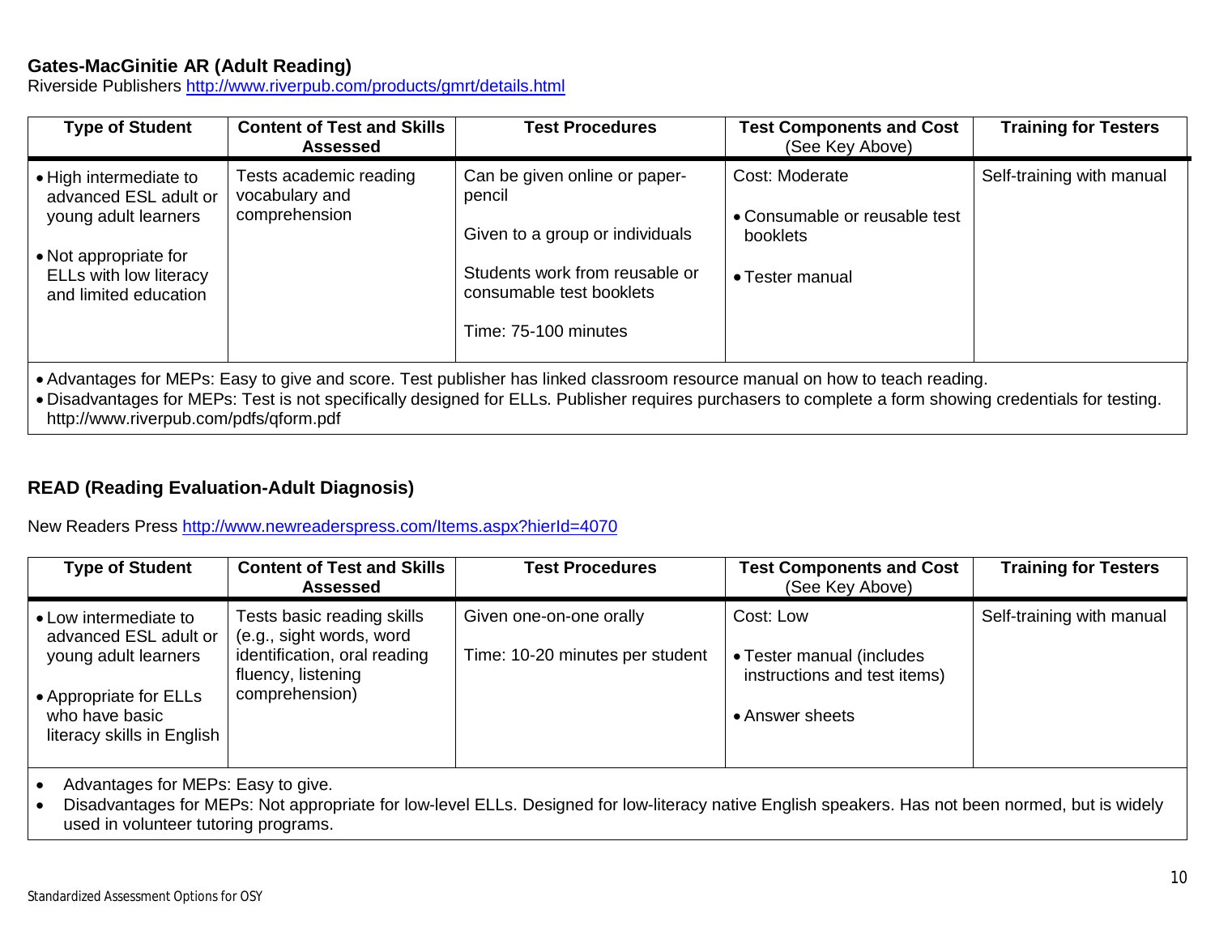### Gates-MacGinitie AR (Adult Reading)

Riverside Publishers [http://www.riverpub.com/products/gmrt/details.html](http://www.riverpub.com/products/gmrt/details.html)

| Type of Student | Content of Test and Skills Assessed | Test Procedures | Test Components and Cost (See Key Above) | Training for Testers |
|---|---|---|---|---|
| • High intermediate to advanced ESL adult or young adult learners<br>• Not appropriate for ELLs with low literacy and limited education | Tests academic reading vocabulary and comprehension | Can be given online or paper-pencil<br><br>Given to a group or individuals<br><br>Students work from reusable or consumable test booklets<br><br>Time: 75-100 minutes | Cost: Moderate<br>• Consumable or reusable test booklets<br>• Tester manual | Self-training with manual |

- Advantages for MEPs: Easy to give and score. Test publisher has linked classroom resource manual on how to teach reading.
- Disadvantages for MEPs: Test is not specifically designed for ELLs. Publisher requires purchasers to complete a form showing credentials for testing. http://www.riverpub.com/pdfs/qform.pdf

### READ (Reading Evaluation-Adult Diagnosis)

New Readers Press [http://www.newreaderspress.com/Items.aspx?hierId=4070](http://www.newreaderspress.com/Items.aspx?hierId=4070)

| Type of Student | Content of Test and Skills Assessed | Test Procedures | Test Components and Cost (See Key Above) | Training for Testers |
|---|---|---|---|---|
| • Low intermediate to advanced ESL adult or young adult learners<br>• Appropriate for ELLs who have basic literacy skills in English | Tests basic reading skills (e.g., sight words, word identification, oral reading fluency, listening comprehension) | Given one-on-one orally<br><br>Time: 10-20 minutes per student | Cost: Low<br>• Tester manual (includes instructions and test items)<br>• Answer sheets | Self-training with manual |

- Advantages for MEPs: Easy to give.
- Disadvantages for MEPs: Not appropriate for low-level ELLs. Designed for low-literacy native English speakers. Has not been normed, but is widely used in volunteer tutoring programs.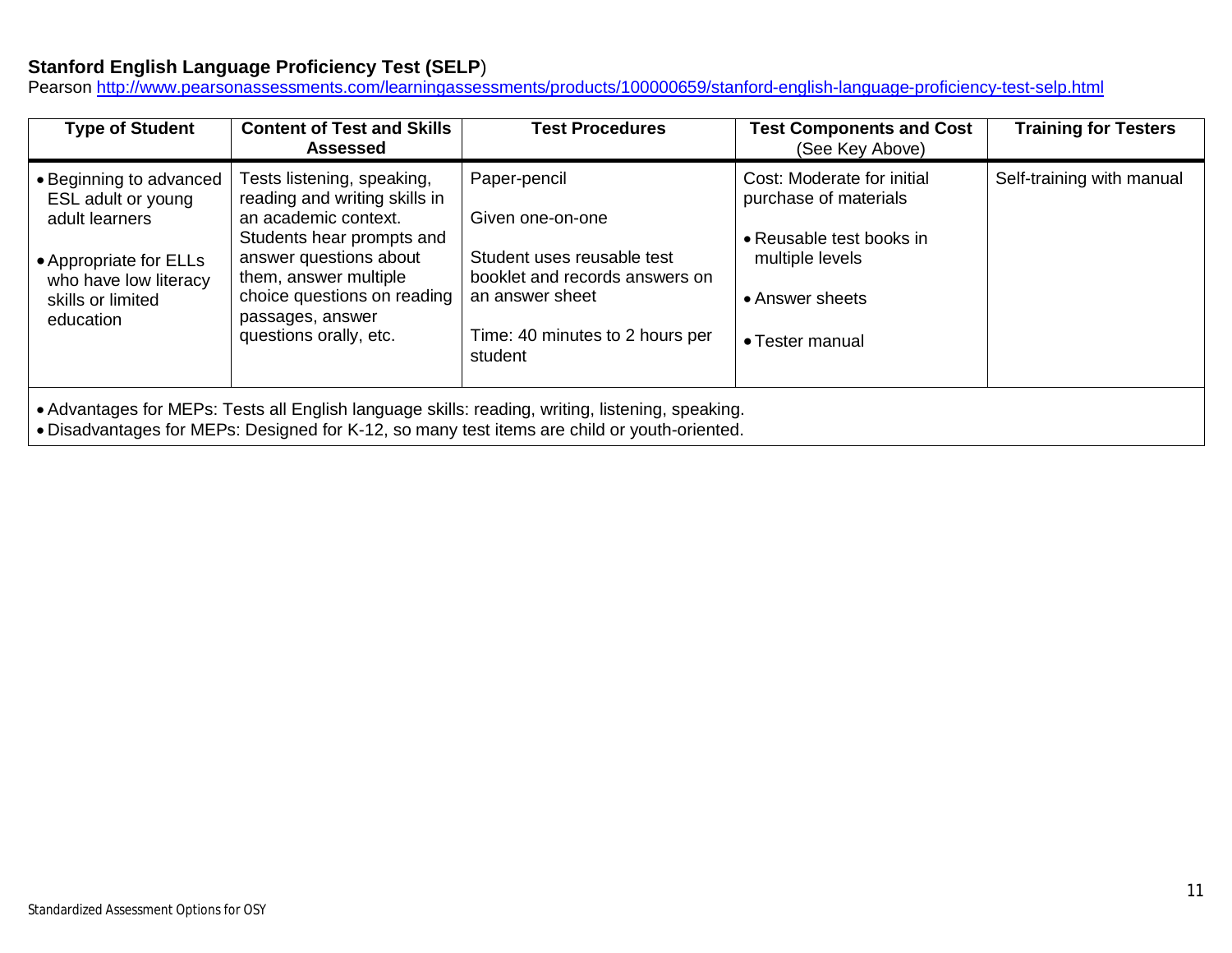**Stanford English Language Proficiency Test (SELP**)

Pearson [http://www.pearsonassessments.com/learningassessments/products/100000659/stanford-english-language-proficiency-test-selp.html](http://www.pearsonassessments.com/learningassessments/products/100000659/stanford-english-language-proficiency-test-selp.html)

| Type of Student | Content of Test and Skills Assessed | Test Procedures | Test Components and Cost (See Key Above) | Training for Testers |
|---|---|---|---|---|
| • Beginning to advanced ESL adult or young adult learners<br>• Appropriate for ELLs who have low literacy skills or limited education | Tests listening, speaking, reading and writing skills in an academic context. Students hear prompts and answer questions about them, answer multiple choice questions on reading passages, answer questions orally, etc. | Paper-pencil<br>Given one-on-one<br>Student uses reusable test booklet and records answers on an answer sheet<br>Time: 40 minutes to 2 hours per student | Cost: Moderate for initial purchase of materials<br>• Reusable test books in multiple levels<br>• Answer sheets<br>• Tester manual | Self-training with manual |
| • Advantages for MEPs: Tests all English language skills: reading, writing, listening, speaking.<br>• Disadvantages for MEPs: Designed for K-12, so many test items are child or youth-oriented. | | | | |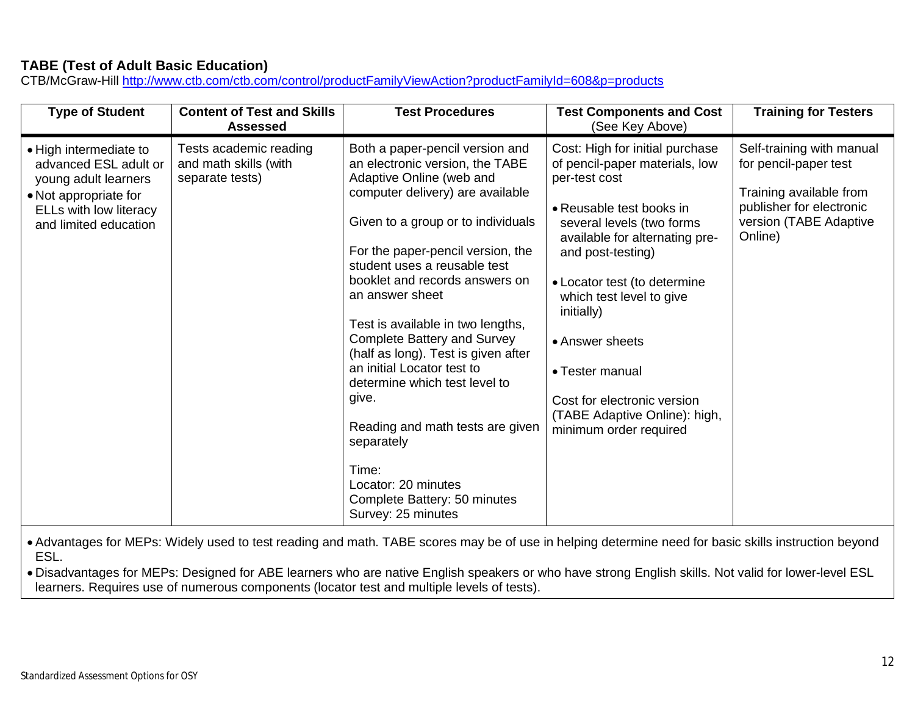### TABE (Test of Adult Basic Education)

CTB/McGraw-Hill http://www.ctb.com/ctb.com/control/productFamilyViewAction?productFamilyId=608&p=products

| Type of Student | Content of Test and Skills Assessed | Test Procedures | Test Components and Cost (See Key Above) | Training for Testers |
|---|---|---|---|---|
| • High intermediate to advanced ESL adult or young adult learners<br>• Not appropriate for ELLs with low literacy and limited education | Tests academic reading and math skills (with separate tests) | Both a paper-pencil version and an electronic version, the TABE Adaptive Online (web and computer delivery) are available<br><br>Given to a group or to individuals<br><br>For the paper-pencil version, the student uses a reusable test booklet and records answers on an answer sheet<br><br>Test is available in two lengths, Complete Battery and Survey (half as long). Test is given after an initial Locator test to determine which test level to give.<br><br>Reading and math tests are given separately<br><br>Time:<br>Locator: 20 minutes<br>Complete Battery: 50 minutes<br>Survey: 25 minutes | Cost: High for initial purchase of pencil-paper materials, low per-test cost<br><br>• Reusable test books in several levels (two forms available for alternating pre- and post-testing)<br><br>• Locator test (to determine which test level to give initially)<br><br>• Answer sheets<br><br>• Tester manual<br><br>Cost for electronic version (TABE Adaptive Online): high, minimum order required | Self-training with manual for pencil-paper test<br><br>Training available from publisher for electronic version (TABE Adaptive Online) |

- Advantages for MEPs: Widely used to test reading and math. TABE scores may be of use in helping determine need for basic skills instruction beyond ESL.
- Disadvantages for MEPs: Designed for ABE learners who are native English speakers or who have strong English skills. Not valid for lower-level ESL learners. Requires use of numerous components (locator test and multiple levels of tests).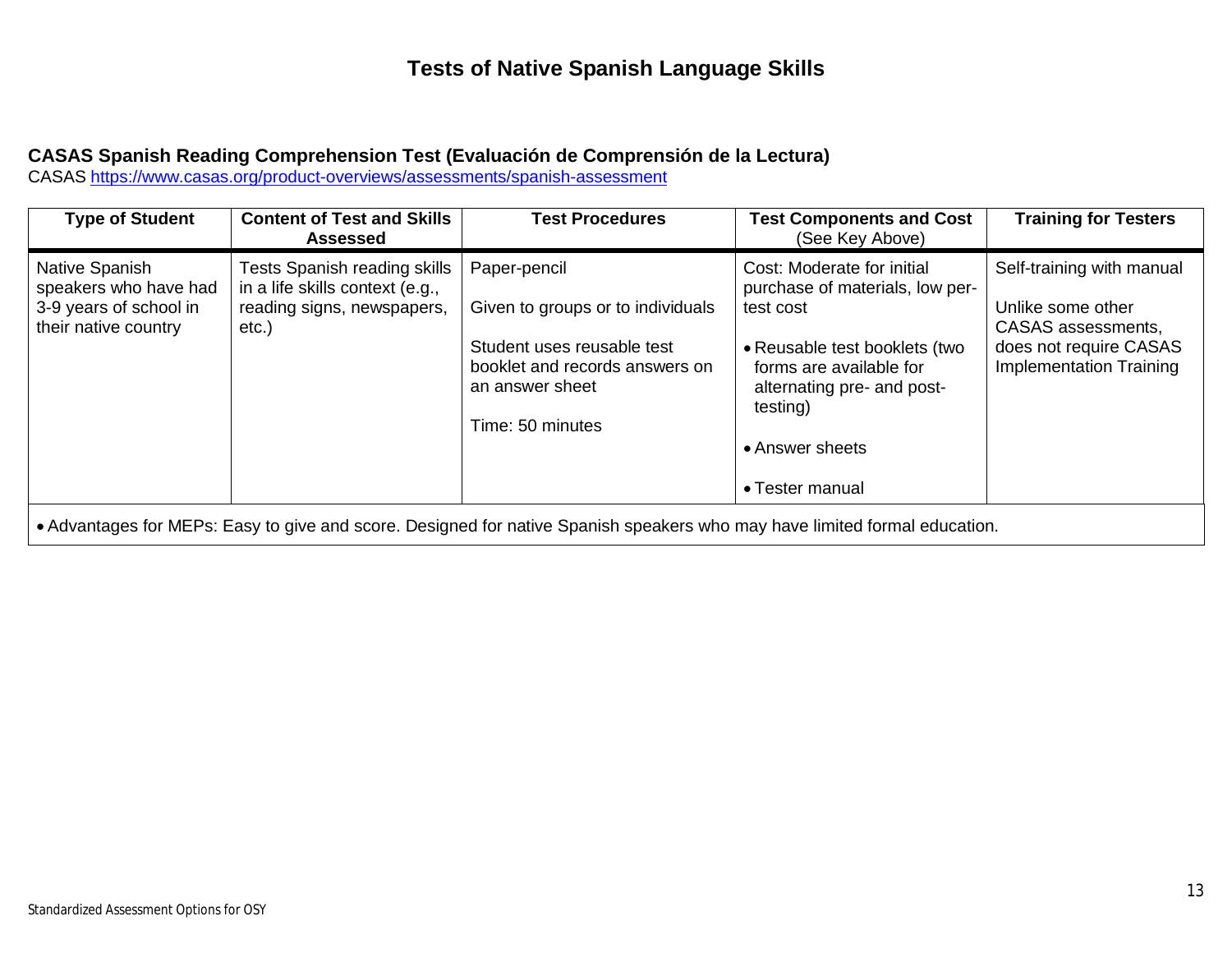# Tests of Native Spanish Language Skills

**CASAS Spanish Reading Comprehension Test (Evaluación de Comprensión de la Lectura)**
CASAS https://www.casas.org/product-overviews/assessments/spanish-assessment

| Type of Student | Content of Test and Skills Assessed | Test Procedures | Test Components and Cost (See Key Above) | Training for Testers |
|---|---|---|---|---|
| Native Spanish speakers who have had 3-9 years of school in their native country | Tests Spanish reading skills in a life skills context (e.g., reading signs, newspapers, etc.) | Paper-pencil<br><br>Given to groups or to individuals<br><br>Student uses reusable test booklet and records answers on an answer sheet<br><br>Time: 50 minutes | Cost: Moderate for initial purchase of materials, low per-test cost<br><br>• Reusable test booklets (two forms are available for alternating pre- and post-testing)<br><br>• Answer sheets<br><br>• Tester manual | Self-training with manual<br><br>Unlike some other CASAS assessments, does not require CASAS Implementation Training |
| • Advantages for MEPs: Easy to give and score. Designed for native Spanish speakers who may have limited formal education. | | | | |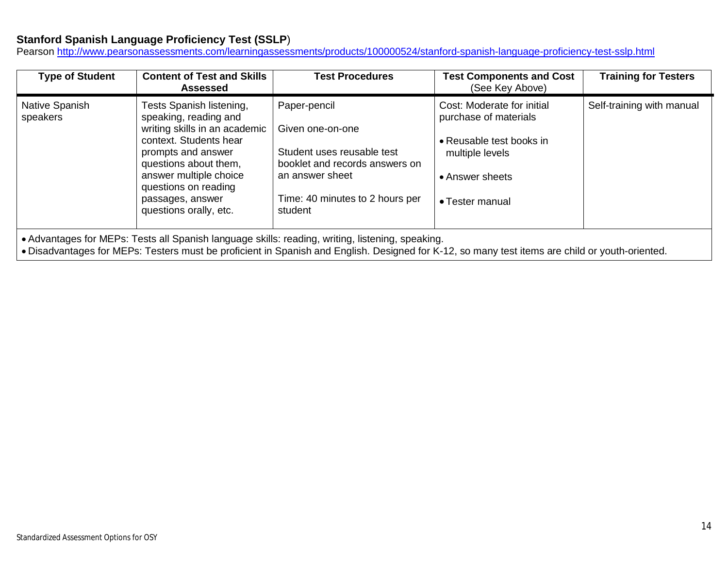**Stanford Spanish Language Proficiency Test (SSLP**)

Pearson [http://www.pearsonassessments.com/learningassessments/products/100000524/stanford-spanish-language-proficiency-test-sslp.html](http://www.pearsonassessments.com/learningassessments/products/100000524/stanford-spanish-language-proficiency-test-sslp.html)

| Type of Student | Content of Test and Skills Assessed | Test Procedures | Test Components and Cost (See Key Above) | Training for Testers |
|---|---|---|---|---|
| Native Spanish speakers | Tests Spanish listening, speaking, reading and writing skills in an academic context. Students hear prompts and answer questions about them, answer multiple choice questions on reading passages, answer questions orally, etc. | Paper-pencil<br><br>Given one-on-one<br><br>Student uses reusable test booklet and records answers on an answer sheet<br><br>Time: 40 minutes to 2 hours per student | Cost: Moderate for initial purchase of materials<br><br>• Reusable test books in multiple levels<br><br>• Answer sheets<br><br>• Tester manual | Self-training with manual |

- Advantages for MEPs: Tests all Spanish language skills: reading, writing, listening, speaking.
- Disadvantages for MEPs: Testers must be proficient in Spanish and English. Designed for K-12, so many test items are child or youth-oriented.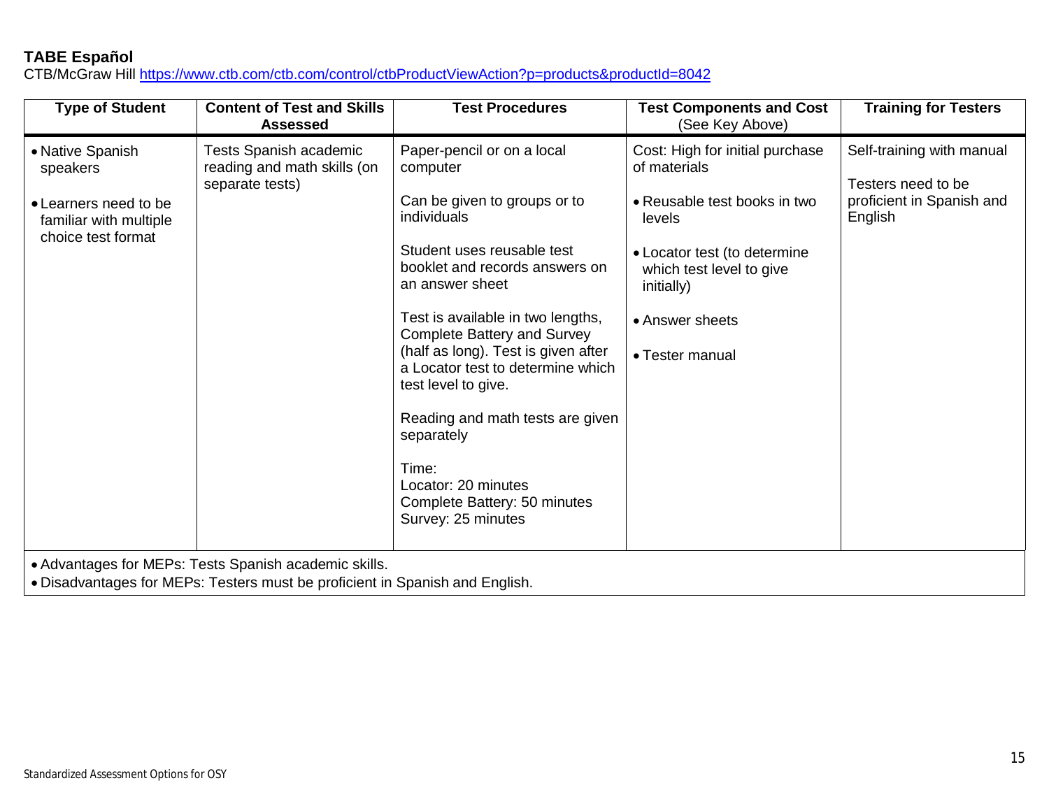**TABE Español**

CTB/McGraw Hill https://www.ctb.com/ctb.com/control/ctbProductViewAction?p=products&productId=8042

| Type of Student | Content of Test and Skills Assessed | Test Procedures | Test Components and Cost (See Key Above) | Training for Testers |
|---|---|---|---|---|
| • Native Spanish speakers<br><br>• Learners need to be familiar with multiple choice test format | Tests Spanish academic reading and math skills (on separate tests) | Paper-pencil or on a local computer<br><br>Can be given to groups or to individuals<br><br>Student uses reusable test booklet and records answers on an answer sheet<br><br>Test is available in two lengths, Complete Battery and Survey (half as long). Test is given after a Locator test to determine which test level to give.<br><br>Reading and math tests are given separately<br><br>Time:<br>Locator: 20 minutes<br>Complete Battery: 50 minutes<br>Survey: 25 minutes | Cost: High for initial purchase of materials<br><br>• Reusable test books in two levels<br><br>• Locator test (to determine which test level to give initially)<br><br>• Answer sheets<br><br>• Tester manual | Self-training with manual<br><br>Testers need to be proficient in Spanish and English |
| • Advantages for MEPs: Tests Spanish academic skills.<br>• Disadvantages for MEPs: Testers must be proficient in Spanish and English. | | | | |

Standardized Assessment Options for OSY